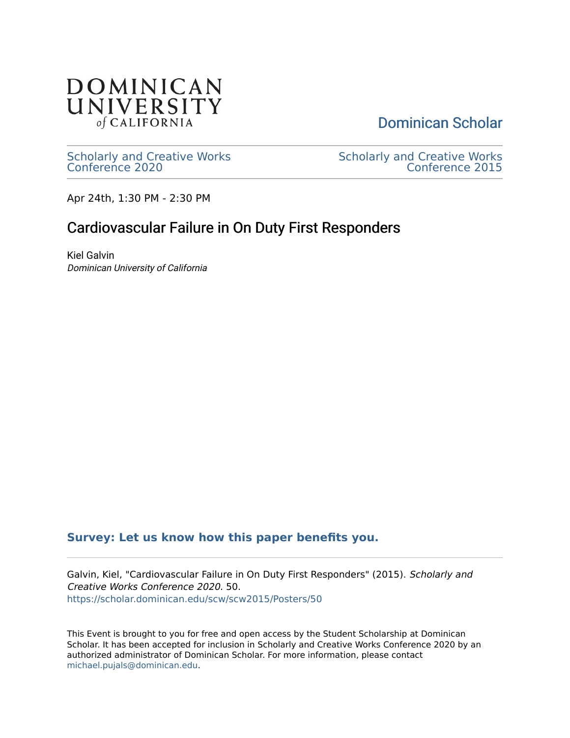DOMINICAN UNIVERSITY *of* CALIFORNIA

Dominican Scholar

Scholarly and Creative Works Conference 2020

Scholarly and Creative Works Conference 2015

Apr 24th, 1:30 PM - 2:30 PM

# Cardiovascular Failure in On Duty First Responders

Kiel Galvin
*Dominican University of California*

**Survey: Let us know how this paper benefits you.**

Galvin, Kiel, "Cardiovascular Failure in On Duty First Responders" (2015). *Scholarly and Creative Works Conference 2020*. 50.
https://scholar.dominican.edu/scw/scw2015/Posters/50

This Event is brought to you for free and open access by the Student Scholarship at Dominican Scholar. It has been accepted for inclusion in Scholarly and Creative Works Conference 2020 by an authorized administrator of Dominican Scholar. For more information, please contact michael.pujals@dominican.edu.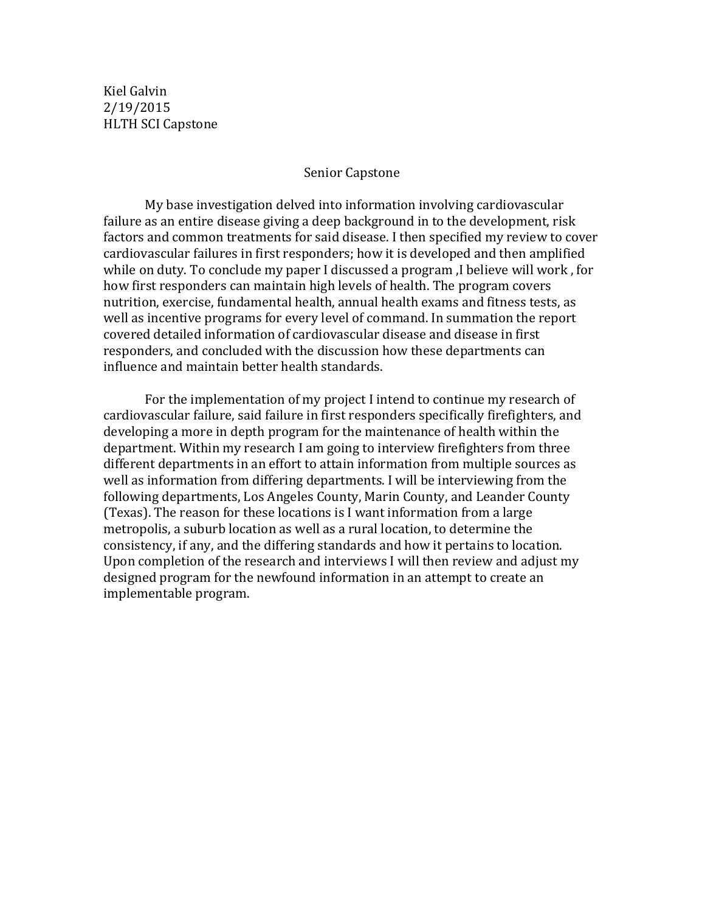Kiel Galvin
2/19/2015
HLTH SCI Capstone

# Senior Capstone

My base investigation delved into information involving cardiovascular failure as an entire disease giving a deep background in to the development, risk factors and common treatments for said disease. I then specified my review to cover cardiovascular failures in first responders; how it is developed and then amplified while on duty. To conclude my paper I discussed a program ,I believe will work , for how first responders can maintain high levels of health. The program covers nutrition, exercise, fundamental health, annual health exams and fitness tests, as well as incentive programs for every level of command. In summation the report covered detailed information of cardiovascular disease and disease in first responders, and concluded with the discussion how these departments can influence and maintain better health standards.

For the implementation of my project I intend to continue my research of cardiovascular failure, said failure in first responders specifically firefighters, and developing a more in depth program for the maintenance of health within the department. Within my research I am going to interview firefighters from three different departments in an effort to attain information from multiple sources as well as information from differing departments. I will be interviewing from the following departments, Los Angeles County, Marin County, and Leander County (Texas). The reason for these locations is I want information from a large metropolis, a suburb location as well as a rural location, to determine the consistency, if any, and the differing standards and how it pertains to location. Upon completion of the research and interviews I will then review and adjust my designed program for the newfound information in an attempt to create an implementable program.